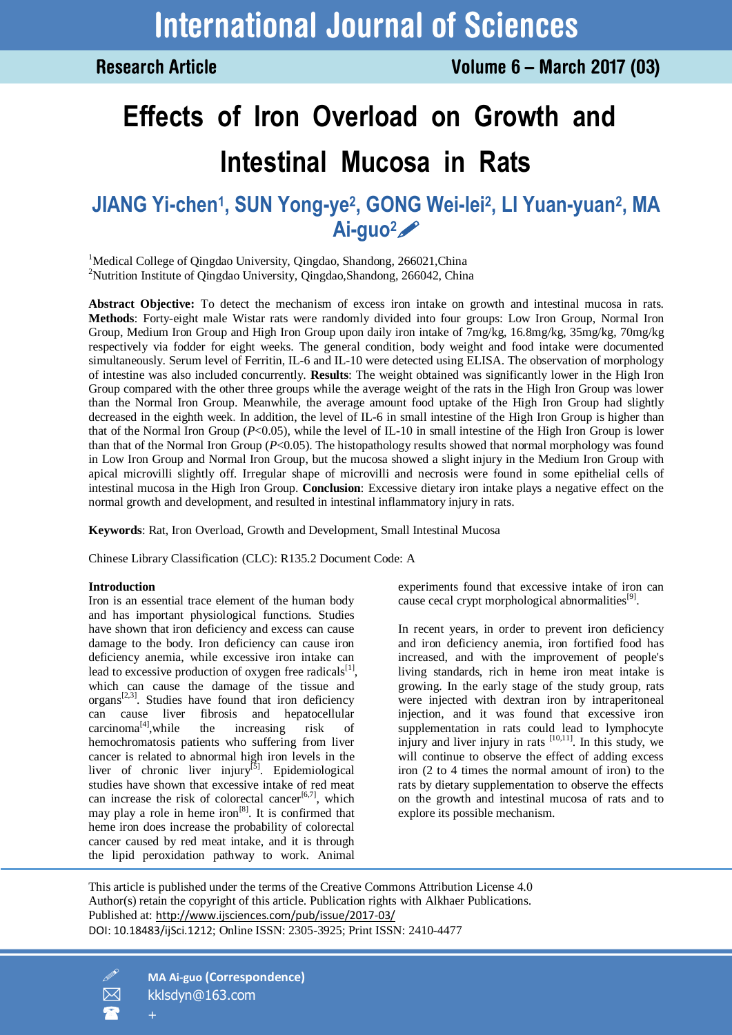# Effects of Iron Overload on Growth and Intestinal Mucosa in Rats

## JIANG Yi-chen[1], SUN Yong-ye[2], GONG Wei-lei[2], LI Yuan-yuan[2], MA Ai-guo[2]

[1]Medical College of Qingdao University, Qingdao, Shandong, 266021,China
[2]Nutrition Institute of Qingdao University, Qingdao,Shandong, 266042, China

**Abstract Objective:** To detect the mechanism of excess iron intake on growth and intestinal mucosa in rats. **Methods**: Forty-eight male Wistar rats were randomly divided into four groups: Low Iron Group, Normal Iron Group, Medium Iron Group and High Iron Group upon daily iron intake of 7mg/kg, 16.8mg/kg, 35mg/kg, 70mg/kg respectively via fodder for eight weeks. The general condition, body weight and food intake were documented simultaneously. Serum level of Ferritin, IL-6 and IL-10 were detected using ELISA. The observation of morphology of intestine was also included concurrently. **Results**: The weight obtained was significantly lower in the High Iron Group compared with the other three groups while the average weight of the rats in the High Iron Group was lower than the Normal Iron Group. Meanwhile, the average amount food uptake of the High Iron Group had slightly decreased in the eighth week. In addition, the level of IL-6 in small intestine of the High Iron Group is higher than that of the Normal Iron Group ($P<0.05$), while the level of IL-10 in small intestine of the High Iron Group is lower than that of the Normal Iron Group ($P<0.05$). The histopathology results showed that normal morphology was found in Low Iron Group and Normal Iron Group, but the mucosa showed a slight injury in the Medium Iron Group with apical microvilli slightly off. Irregular shape of microvilli and necrosis were found in some epithelial cells of intestinal mucosa in the High Iron Group. **Conclusion**: Excessive dietary iron intake plays a negative effect on the normal growth and development, and resulted in intestinal inflammatory injury in rats.

**Keywords**: Rat, Iron Overload, Growth and Development, Small Intestinal Mucosa

Chinese Library Classification (CLC): R135.2 Document Code: A

### Introduction

Iron is an essential trace element of the human body and has important physiological functions. Studies have shown that iron deficiency and excess can cause damage to the body. Iron deficiency can cause iron deficiency anemia, while excessive iron intake can lead to excessive production of oxygen free radicals[1], which can cause the damage of the tissue and organs[2,3]. Studies have found that iron deficiency can cause liver fibrosis and hepatocellular carcinoma[4],while the increasing risk of hemochromatosis patients who suffering from liver cancer is related to abnormal high iron levels in the liver of chronic liver injury[5]. Epidemiological studies have shown that excessive intake of red meat can increase the risk of colorectal cancer[6,7], which may play a role in heme iron[8]. It is confirmed that heme iron does increase the probability of colorectal cancer caused by red meat intake, and it is through the lipid peroxidation pathway to work. Animal experiments found that excessive intake of iron can cause cecal crypt morphological abnormalities[9].

In recent years, in order to prevent iron deficiency and iron deficiency anemia, iron fortified food has increased, and with the improvement of people's living standards, rich in heme iron meat intake is growing. In the early stage of the study group, rats were injected with dextran iron by intraperitoneal injection, and it was found that excessive iron supplementation in rats could lead to lymphocyte injury and liver injury in rats [10,11]. In this study, we will continue to observe the effect of adding excess iron (2 to 4 times the normal amount of iron) to the rats by dietary supplementation to observe the effects on the growth and intestinal mucosa of rats and to explore its possible mechanism.

This article is published under the terms of the Creative Commons Attribution License 4.0
Author(s) retain the copyright of this article. Publication rights with Alkhaer Publications.
Published at: http://www.ijsciences.com/pub/issue/2017-03/
DOI: 10.18483/ijSci.1212; Online ISSN: 2305-3925; Print ISSN: 2410-4477

**MA Ai-guo (Correspondence)**
kklsdyn@163.com
+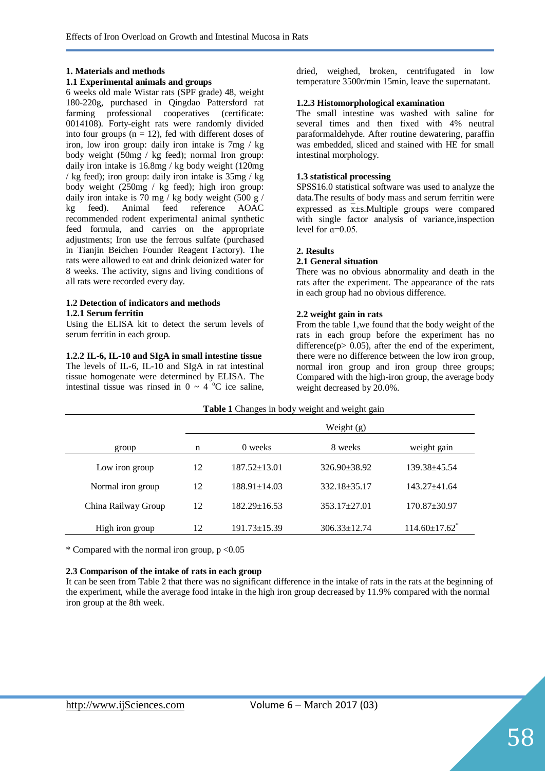**1. Materials and methods**

**1.1 Experimental animals and groups**

6 weeks old male Wistar rats (SPF grade) 48, weight 180-220g, purchased in Qingdao Pattersford rat farming professional cooperatives (certificate: 0014108). Forty-eight rats were randomly divided into four groups (n = 12), fed with different doses of iron, low iron group: daily iron intake is 7mg / kg body weight (50mg / kg feed); normal Iron group: daily iron intake is 16.8mg / kg body weight (120mg / kg feed); iron group: daily iron intake is 35mg / kg body weight (250mg / kg feed); high iron group: daily iron intake is 70 mg / kg body weight (500 g / kg feed). Animal feed reference AOAC recommended rodent experimental animal synthetic feed formula, and carries on the appropriate adjustments; Iron use the ferrous sulfate (purchased in Tianjin Beichen Founder Reagent Factory). The rats were allowed to eat and drink deionized water for 8 weeks. The activity, signs and living conditions of all rats were recorded every day.

**1.2 Detection of indicators and methods**

**1.2.1 Serum ferritin**

Using the ELISA kit to detect the serum levels of serum ferritin in each group.

**1.2.2 IL-6, IL-10 and SIgA in small intestine tissue**

The levels of IL-6, IL-10 and SIgA in rat intestinal tissue homogenate were determined by ELISA. The intestinal tissue was rinsed in 0 ~ 4 °C ice saline, dried, weighed, broken, centrifugated in low temperature 3500r/min 15min, leave the supernatant.

**1.2.3 Histomorphological examination**

The small intestine was washed with saline for several times and then fixed with 4% neutral paraformaldehyde. After routine dewatering, paraffin was embedded, sliced and stained with HE for small intestinal morphology.

**1.3 statistical processing**

SPSS16.0 statistical software was used to analyze the data.The results of body mass and serum ferritin were expressed as $\bar{x}$±s.Multiple groups were compared with single factor analysis of variance,inspection level for $\alpha$=0.05.

**2. Results**

**2.1 General situation**

There was no obvious abnormality and death in the rats after the experiment. The appearance of the rats in each group had no obvious difference.

**2.2 weight gain in rats**

From the table 1,we found that the body weight of the rats in each group before the experiment has no difference($p > 0.05$), after the end of the experiment, there were no difference between the low iron group, normal iron group and iron group three groups; Compared with the high-iron group, the average body weight decreased by 20.0%.

**Table 1** Changes in body weight and weight gain

| | | Weight (g) | | |
|---|---|---|---|---|
| group | n | 0 weeks | 8 weeks | weight gain |
| Low iron group | 12 | 187.52±13.01 | 326.90±38.92 | 139.38±45.54 |
| Normal iron group | 12 | 188.91±14.03 | 332.18±35.17 | 143.27±41.64 |
| China Railway Group | 12 | 182.29±16.53 | 353.17±27.01 | 170.87±30.97 |
| High iron group | 12 | 191.73±15.39 | 306.33±12.74 | 114.60±17.62* |

* Compared with the normal iron group, $p < 0.05$

**2.3 Comparison of the intake of rats in each group**

It can be seen from Table 2 that there was no significant difference in the intake of rats in the rats at the beginning of the experiment, while the average food intake in the high iron group decreased by 11.9% compared with the normal iron group at the 8th week.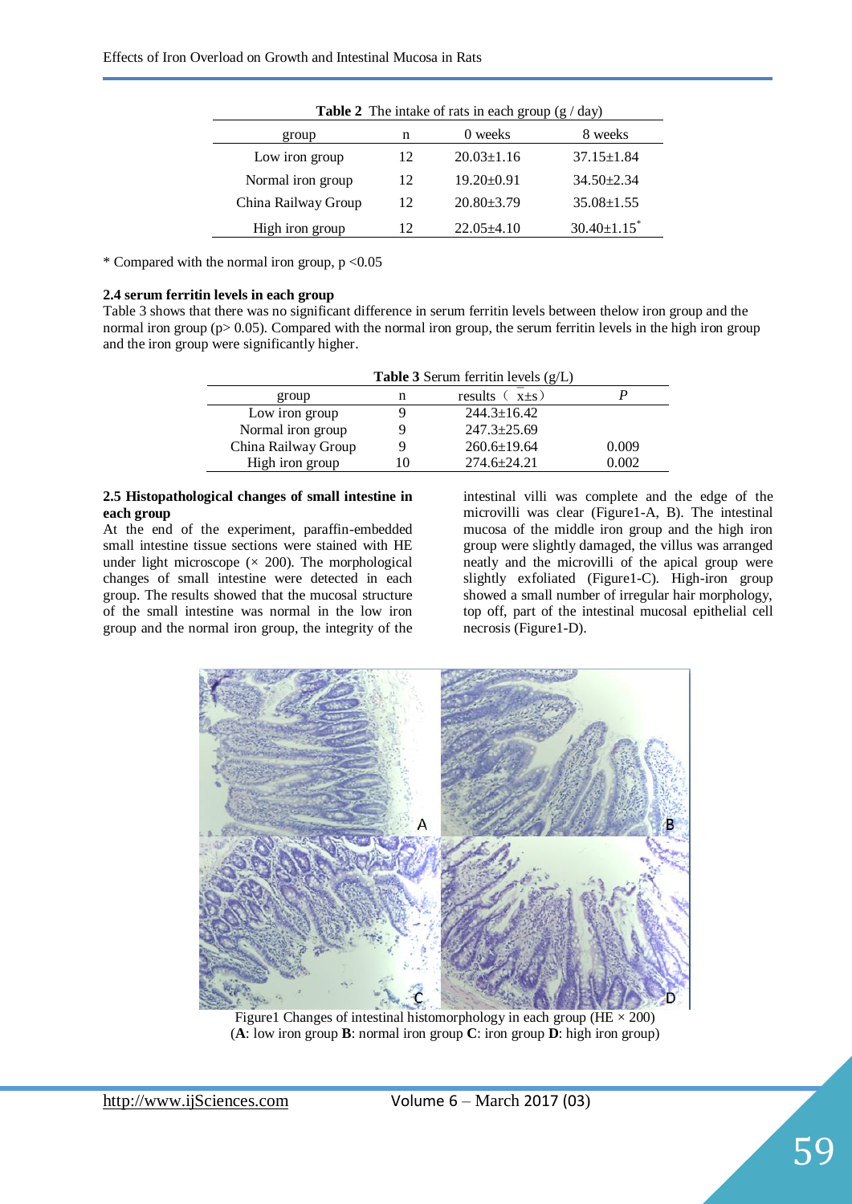**Table 2** The intake of rats in each group (g / day)

| group | n | 0 weeks | 8 weeks |
|---|---|---|---|
| Low iron group | 12 | 20.03±1.16 | 37.15±1.84 |
| Normal iron group | 12 | 19.20±0.91 | 34.50±2.34 |
| China Railway Group | 12 | 20.80±3.79 | 35.08±1.55 |
| High iron group | 12 | 22.05±4.10 | 30.40±1.15* |

* Compared with the normal iron group, $p < 0.05$

**2.4 serum ferritin levels in each group**

Table 3 shows that there was no significant difference in serum ferritin levels between thelow iron group and the normal iron group ($p > 0.05$). Compared with the normal iron group, the serum ferritin levels in the high iron group and the iron group were significantly higher.

**Table 3** Serum ferritin levels (g/L)

| group | n | results（ $\bar{x}$±s） | *P* |
|---|---|---|---|
| Low iron group | 9 | 244.3±16.42 | |
| Normal iron group | 9 | 247.3±25.69 | |
| China Railway Group | 9 | 260.6±19.64 | 0.009 |
| High iron group | 10 | 274.6±24.21 | 0.002 |

**2.5 Histopathological changes of small intestine in each group**

At the end of the experiment, paraffin-embedded small intestine tissue sections were stained with HE under light microscope (× 200). The morphological changes of small intestine were detected in each group. The results showed that the mucosal structure of the small intestine was normal in the low iron group and the normal iron group, the integrity of the intestinal villi was complete and the edge of the microvilli was clear (Figure1-A, B). The intestinal mucosa of the middle iron group and the high iron group were slightly damaged, the villus was arranged neatly and the microvilli of the apical group were slightly exfoliated (Figure1-C). High-iron group showed a small number of irregular hair morphology, top off, part of the intestinal mucosal epithelial cell necrosis (Figure1-D).

Figure1 Changes of intestinal histomorphology in each group (HE × 200)
(**A**: low iron group **B**: normal iron group **C**: iron group **D**: high iron group)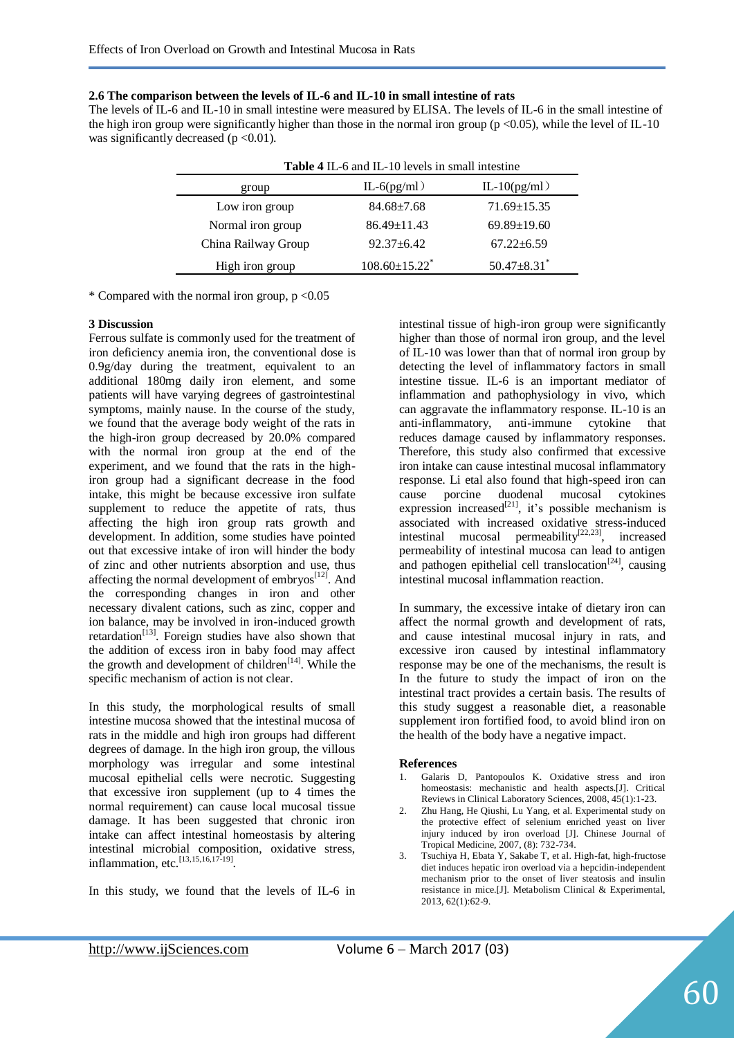### 2.6 The comparison between the levels of IL-6 and IL-10 in small intestine of rats

The levels of IL-6 and IL-10 in small intestine were measured by ELISA. The levels of IL-6 in the small intestine of the high iron group were significantly higher than those in the normal iron group ($p < 0.05$), while the level of IL-10 was significantly decreased ($p < 0.01$).

**Table 4** IL-6 and IL-10 levels in small intestine

| group | IL-6(pg/ml) | IL-10(pg/ml) |
|---|---|---|
| Low iron group | 84.68±7.68 | 71.69±15.35 |
| Normal iron group | 86.49±11.43 | 69.89±19.60 |
| China Railway Group | 92.37±6.42 | 67.22±6.59 |
| High iron group | 108.60±15.22* | 50.47±8.31* |

* Compared with the normal iron group, $p < 0.05$

### 3 Discussion

Ferrous sulfate is commonly used for the treatment of iron deficiency anemia iron, the conventional dose is 0.9g/day during the treatment, equivalent to an additional 180mg daily iron element, and some patients will have varying degrees of gastrointestinal symptoms, mainly nause. In the course of the study, we found that the average body weight of the rats in the high-iron group decreased by 20.0% compared with the normal iron group at the end of the experiment, and we found that the rats in the high-iron group had a significant decrease in the food intake, this might be because excessive iron sulfate supplement to reduce the appetite of rats, thus affecting the high iron group rats growth and development. In addition, some studies have pointed out that excessive intake of iron will hinder the body of zinc and other nutrients absorption and use, thus affecting the normal development of embryos[12]. And the corresponding changes in iron and other necessary divalent cations, such as zinc, copper and ion balance, may be involved in iron-induced growth retardation[13]. Foreign studies have also shown that the addition of excess iron in baby food may affect the growth and development of children[14]. While the specific mechanism of action is not clear.

In this study, the morphological results of small intestine mucosa showed that the intestinal mucosa of rats in the middle and high iron groups had different degrees of damage. In the high iron group, the villous morphology was irregular and some intestinal mucosal epithelial cells were necrotic. Suggesting that excessive iron supplement (up to 4 times the normal requirement) can cause local mucosal tissue damage. It has been suggested that chronic iron intake can affect intestinal homeostasis by altering intestinal microbial composition, oxidative stress, inflammation, etc.[13,15,16,17-19].

In this study, we found that the levels of IL-6 in intestinal tissue of high-iron group were significantly higher than those of normal iron group, and the level of IL-10 was lower than that of normal iron group by detecting the level of inflammatory factors in small intestine tissue. IL-6 is an important mediator of inflammation and pathophysiology in vivo, which can aggravate the inflammatory response. IL-10 is an anti-inflammatory, anti-immune cytokine that reduces damage caused by inflammatory responses. Therefore, this study also confirmed that excessive iron intake can cause intestinal mucosal inflammatory response. Li etal also found that high-speed iron can cause porcine duodenal mucosal cytokines expression increased[21], it's possible mechanism is associated with increased oxidative stress-induced intestinal mucosal permeability[22,23], increased permeability of intestinal mucosa can lead to antigen and pathogen epithelial cell translocation[24], causing intestinal mucosal inflammation reaction.

In summary, the excessive intake of dietary iron can affect the normal growth and development of rats, and cause intestinal mucosal injury in rats, and excessive iron caused by intestinal inflammatory response may be one of the mechanisms, the result is In the future to study the impact of iron on the intestinal tract provides a certain basis. The results of this study suggest a reasonable diet, a reasonable supplement iron fortified food, to avoid blind iron on the health of the body have a negative impact.

### References

1. Galaris D, Pantopoulos K. Oxidative stress and iron homeostasis: mechanistic and health aspects.[J]. Critical Reviews in Clinical Laboratory Sciences, 2008, 45(1):1-23.
2. Zhu Hang, He Qiushi, Lu Yang, et al. Experimental study on the protective effect of selenium enriched yeast on liver injury induced by iron overload [J]. Chinese Journal of Tropical Medicine, 2007, (8): 732-734.
3. Tsuchiya H, Ebata Y, Sakabe T, et al. High-fat, high-fructose diet induces hepatic iron overload via a hepcidin-independent mechanism prior to the onset of liver steatosis and insulin resistance in mice.[J]. Metabolism Clinical & Experimental, 2013, 62(1):62-9.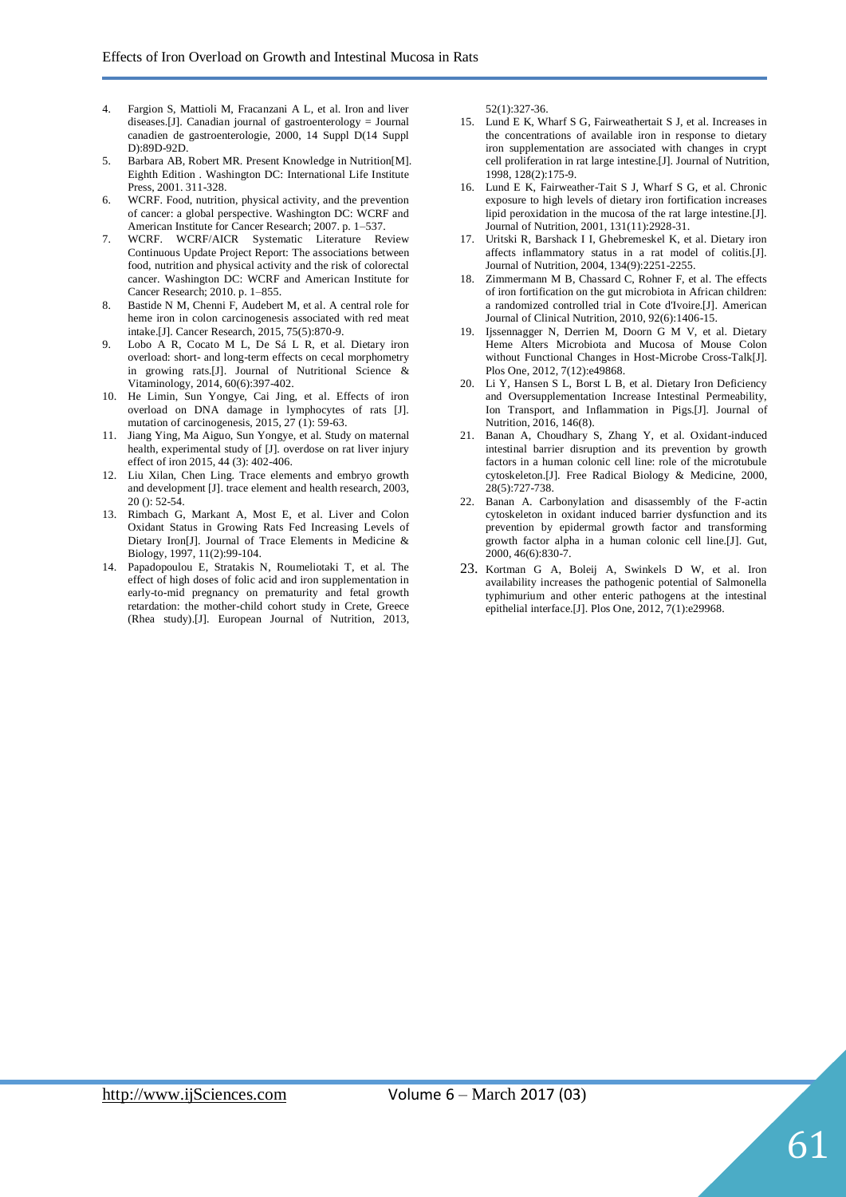4. Fargion S, Mattioli M, Fracanzani A L, et al. Iron and liver diseases.[J]. Canadian journal of gastroenterology = Journal canadien de gastroenterologie, 2000, 14 Suppl D(14 Suppl D):89D-92D.
5. Barbara AB, Robert MR. Present Knowledge in Nutrition[M]. Eighth Edition . Washington DC: International Life Institute Press, 2001. 311-328.
6. WCRF. Food, nutrition, physical activity, and the prevention of cancer: a global perspective. Washington DC: WCRF and American Institute for Cancer Research; 2007. p. 1–537.
7. WCRF. WCRF/AICR Systematic Literature Review Continuous Update Project Report: The associations between food, nutrition and physical activity and the risk of colorectal cancer. Washington DC: WCRF and American Institute for Cancer Research; 2010. p. 1–855.
8. Bastide N M, Chenni F, Audebert M, et al. A central role for heme iron in colon carcinogenesis associated with red meat intake.[J]. Cancer Research, 2015, 75(5):870-9.
9. Lobo A R, Cocato M L, De Sá L R, et al. Dietary iron overload: short- and long-term effects on cecal morphometry in growing rats.[J]. Journal of Nutritional Science & Vitaminology, 2014, 60(6):397-402.
10. He Limin, Sun Yongye, Cai Jing, et al. Effects of iron overload on DNA damage in lymphocytes of rats [J]. mutation of carcinogenesis, 2015, 27 (1): 59-63.
11. Jiang Ying, Ma Aiguo, Sun Yongye, et al. Study on maternal health, experimental study of [J]. overdose on rat liver injury effect of iron 2015, 44 (3): 402-406.
12. Liu Xilan, Chen Ling. Trace elements and embryo growth and development [J]. trace element and health research, 2003, 20 (): 52-54.
13. Rimbach G, Markant A, Most E, et al. Liver and Colon Oxidant Status in Growing Rats Fed Increasing Levels of Dietary Iron[J]. Journal of Trace Elements in Medicine & Biology, 1997, 11(2):99-104.
14. Papadopoulou E, Stratakis N, Roumeliotaki T, et al. The effect of high doses of folic acid and iron supplementation in early-to-mid pregnancy on prematurity and fetal growth retardation: the mother-child cohort study in Crete, Greece (Rhea study).[J]. European Journal of Nutrition, 2013, 52(1):327-36.
15. Lund E K, Wharf S G, Fairweathertait S J, et al. Increases in the concentrations of available iron in response to dietary iron supplementation are associated with changes in crypt cell proliferation in rat large intestine.[J]. Journal of Nutrition, 1998, 128(2):175-9.
16. Lund E K, Fairweather-Tait S J, Wharf S G, et al. Chronic exposure to high levels of dietary iron fortification increases lipid peroxidation in the mucosa of the rat large intestine.[J]. Journal of Nutrition, 2001, 131(11):2928-31.
17. Uritski R, Barshack I I, Ghebremeskel K, et al. Dietary iron affects inflammatory status in a rat model of colitis.[J]. Journal of Nutrition, 2004, 134(9):2251-2255.
18. Zimmermann M B, Chassard C, Rohner F, et al. The effects of iron fortification on the gut microbiota in African children: a randomized controlled trial in Cote d'Ivoire.[J]. American Journal of Clinical Nutrition, 2010, 92(6):1406-15.
19. Ijssennagger N, Derrien M, Doorn G M V, et al. Dietary Heme Alters Microbiota and Mucosa of Mouse Colon without Functional Changes in Host-Microbe Cross-Talk[J]. Plos One, 2012, 7(12):e49868.
20. Li Y, Hansen S L, Borst L B, et al. Dietary Iron Deficiency and Oversupplementation Increase Intestinal Permeability, Ion Transport, and Inflammation in Pigs.[J]. Journal of Nutrition, 2016, 146(8).
21. Banan A, Choudhary S, Zhang Y, et al. Oxidant-induced intestinal barrier disruption and its prevention by growth factors in a human colonic cell line: role of the microtubule cytoskeleton.[J]. Free Radical Biology & Medicine, 2000, 28(5):727-738.
22. Banan A. Carbonylation and disassembly of the F-actin cytoskeleton in oxidant induced barrier dysfunction and its prevention by epidermal growth factor and transforming growth factor alpha in a human colonic cell line.[J]. Gut, 2000, 46(6):830-7.
23. Kortman G A, Boleij A, Swinkels D W, et al. Iron availability increases the pathogenic potential of Salmonella typhimurium and other enteric pathogens at the intestinal epithelial interface.[J]. Plos One, 2012, 7(1):e29968.